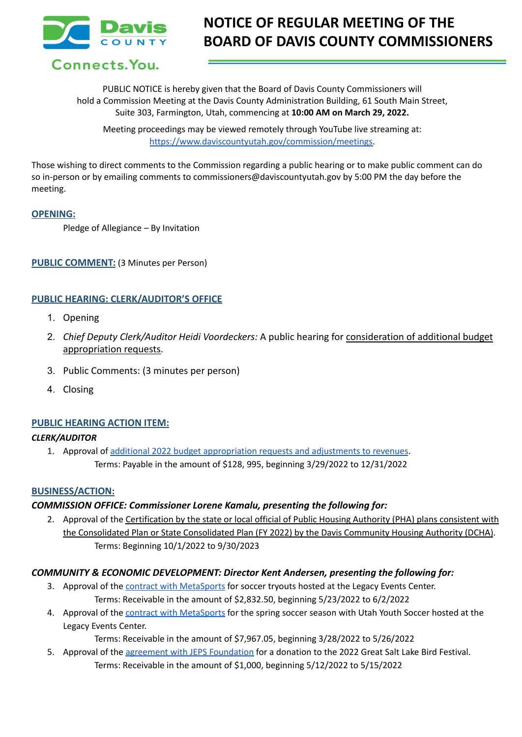# NOTICE OF REGULAR MEETING OF THE BOARD OF DAVIS COUNTY COMMISSIONERS

Davis County
Connects.You.

PUBLIC NOTICE is hereby given that the Board of Davis County Commissioners will hold a Commission Meeting at the Davis County Administration Building, 61 South Main Street, Suite 303, Farmington, Utah, commencing at **10:00 AM on March 29, 2022.**

Meeting proceedings may be viewed remotely through YouTube live streaming at: https://www.daviscountyutah.gov/commission/meetings.

Those wishing to direct comments to the Commission regarding a public hearing or to make public comment can do so in-person or by emailing comments to commissioners@daviscountyutah.gov by 5:00 PM the day before the meeting.

## OPENING:

Pledge of Allegiance – By Invitation

## PUBLIC COMMENT: (3 Minutes per Person)

## PUBLIC HEARING: CLERK/AUDITOR'S OFFICE

1. Opening
2. *Chief Deputy Clerk/Auditor Heidi Voordeckers:* A public hearing for consideration of additional budget appropriation requests.
3. Public Comments: (3 minutes per person)
4. Closing

## PUBLIC HEARING ACTION ITEM:

***CLERK/AUDITOR***

1. Approval of additional 2022 budget appropriation requests and adjustments to revenues.
   Terms: Payable in the amount of $128, 995, beginning 3/29/2022 to 12/31/2022

## BUSINESS/ACTION:

***COMMISSION OFFICE: Commissioner Lorene Kamalu, presenting the following for:***

2. Approval of the Certification by the state or local official of Public Housing Authority (PHA) plans consistent with the Consolidated Plan or State Consolidated Plan (FY 2022) by the Davis Community Housing Authority (DCHA).
   Terms: Beginning 10/1/2022 to 9/30/2023

***COMMUNITY & ECONOMIC DEVELOPMENT: Director Kent Andersen, presenting the following for:***

3. Approval of the contract with MetaSports for soccer tryouts hosted at the Legacy Events Center.
   Terms: Receivable in the amount of $2,832.50, beginning 5/23/2022 to 6/2/2022
4. Approval of the contract with MetaSports for the spring soccer season with Utah Youth Soccer hosted at the Legacy Events Center.
   Terms: Receivable in the amount of $7,967.05, beginning 3/28/2022 to 5/26/2022
5. Approval of the agreement with JEPS Foundation for a donation to the 2022 Great Salt Lake Bird Festival.
   Terms: Receivable in the amount of $1,000, beginning 5/12/2022 to 5/15/2022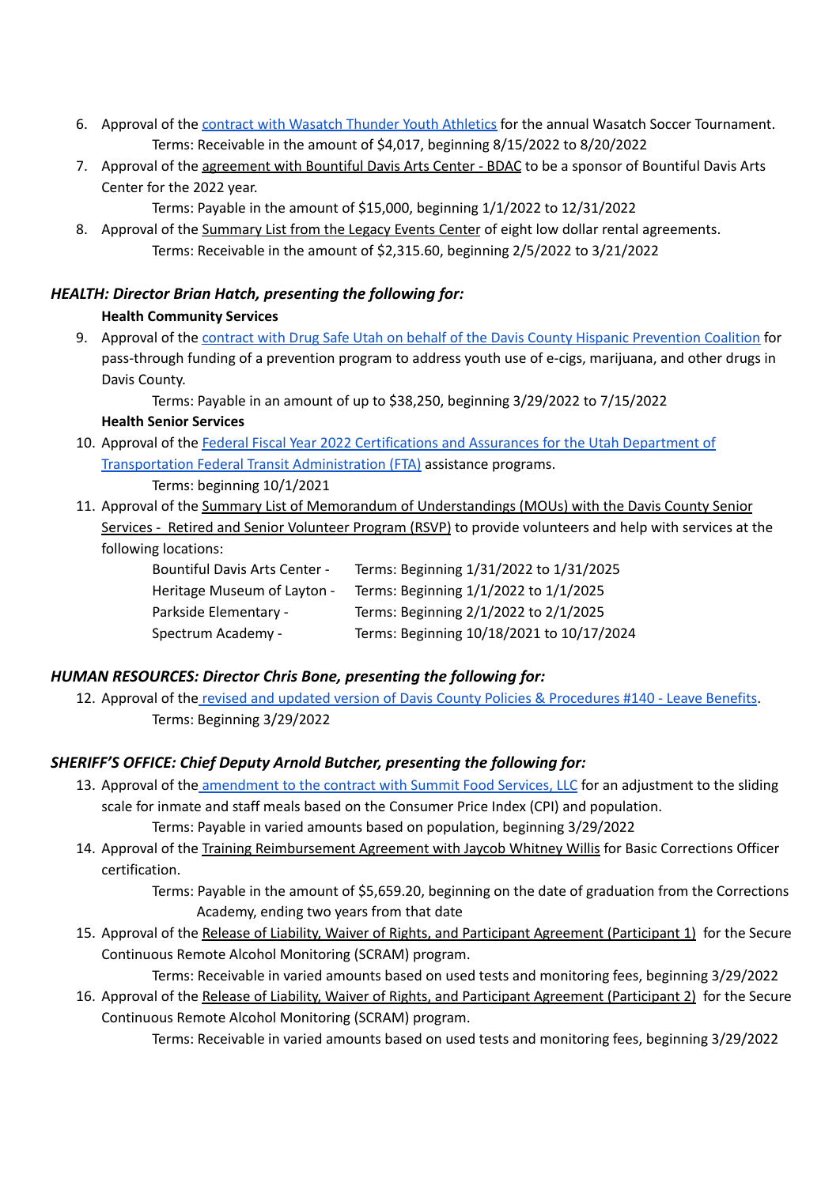6. Approval of the contract with Wasatch Thunder Youth Athletics for the annual Wasatch Soccer Tournament.
   Terms: Receivable in the amount of $4,017, beginning 8/15/2022 to 8/20/2022
7. Approval of the agreement with Bountiful Davis Arts Center - BDAC to be a sponsor of Bountiful Davis Arts Center for the 2022 year.
   Terms: Payable in the amount of $15,000, beginning 1/1/2022 to 12/31/2022
8. Approval of the Summary List from the Legacy Events Center of eight low dollar rental agreements.
   Terms: Receivable in the amount of $2,315.60, beginning 2/5/2022 to 3/21/2022

### *HEALTH: Director Brian Hatch, presenting the following for:*

**Health Community Services**

9. Approval of the contract with Drug Safe Utah on behalf of the Davis County Hispanic Prevention Coalition for pass-through funding of a prevention program to address youth use of e-cigs, marijuana, and other drugs in Davis County.
   Terms: Payable in an amount of up to $38,250, beginning 3/29/2022 to 7/15/2022

**Health Senior Services**

10. Approval of the Federal Fiscal Year 2022 Certifications and Assurances for the Utah Department of Transportation Federal Transit Administration (FTA) assistance programs.
    Terms: beginning 10/1/2021
11. Approval of the Summary List of Memorandum of Understandings (MOUs) with the Davis County Senior Services - Retired and Senior Volunteer Program (RSVP) to provide volunteers and help with services at the following locations:
    - Bountiful Davis Arts Center - Terms: Beginning 1/31/2022 to 1/31/2025
    - Heritage Museum of Layton - Terms: Beginning 1/1/2022 to 1/1/2025
    - Parkside Elementary - Terms: Beginning 2/1/2022 to 2/1/2025
    - Spectrum Academy - Terms: Beginning 10/18/2021 to 10/17/2024

### *HUMAN RESOURCES: Director Chris Bone, presenting the following for:*

12. Approval of the revised and updated version of Davis County Policies & Procedures #140 - Leave Benefits.
    Terms: Beginning 3/29/2022

### *SHERIFF'S OFFICE: Chief Deputy Arnold Butcher, presenting the following for:*

13. Approval of the amendment to the contract with Summit Food Services, LLC for an adjustment to the sliding scale for inmate and staff meals based on the Consumer Price Index (CPI) and population.
    Terms: Payable in varied amounts based on population, beginning 3/29/2022
14. Approval of the Training Reimbursement Agreement with Jaycob Whitney Willis for Basic Corrections Officer certification.
    Terms: Payable in the amount of $5,659.20, beginning on the date of graduation from the Corrections Academy, ending two years from that date
15. Approval of the Release of Liability, Waiver of Rights, and Participant Agreement (Participant 1) for the Secure Continuous Remote Alcohol Monitoring (SCRAM) program.
    Terms: Receivable in varied amounts based on used tests and monitoring fees, beginning 3/29/2022
16. Approval of the Release of Liability, Waiver of Rights, and Participant Agreement (Participant 2) for the Secure Continuous Remote Alcohol Monitoring (SCRAM) program.
    Terms: Receivable in varied amounts based on used tests and monitoring fees, beginning 3/29/2022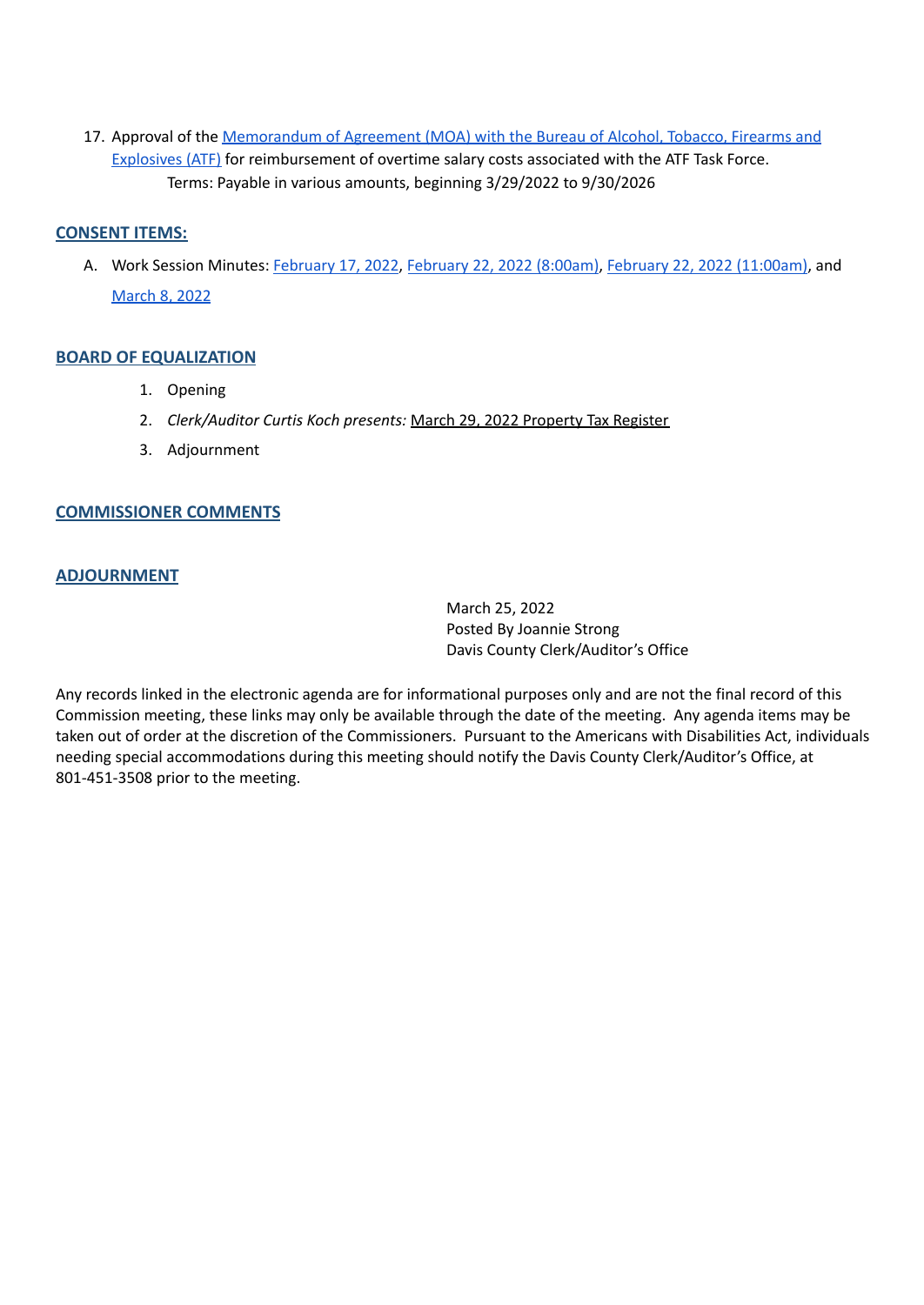17. Approval of the Memorandum of Agreement (MOA) with the Bureau of Alcohol, Tobacco, Firearms and Explosives (ATF) for reimbursement of overtime salary costs associated with the ATF Task Force.
    Terms: Payable in various amounts, beginning 3/29/2022 to 9/30/2026

## CONSENT ITEMS:

A. Work Session Minutes: February 17, 2022, February 22, 2022 (8:00am), February 22, 2022 (11:00am), and March 8, 2022

## BOARD OF EQUALIZATION

1. Opening
2. *Clerk/Auditor Curtis Koch presents:* March 29, 2022 Property Tax Register
3. Adjournment

## COMMISSIONER COMMENTS

## ADJOURNMENT

March 25, 2022
Posted By Joannie Strong
Davis County Clerk/Auditor's Office

Any records linked in the electronic agenda are for informational purposes only and are not the final record of this Commission meeting, these links may only be available through the date of the meeting. Any agenda items may be taken out of order at the discretion of the Commissioners. Pursuant to the Americans with Disabilities Act, individuals needing special accommodations during this meeting should notify the Davis County Clerk/Auditor's Office, at 801-451-3508 prior to the meeting.